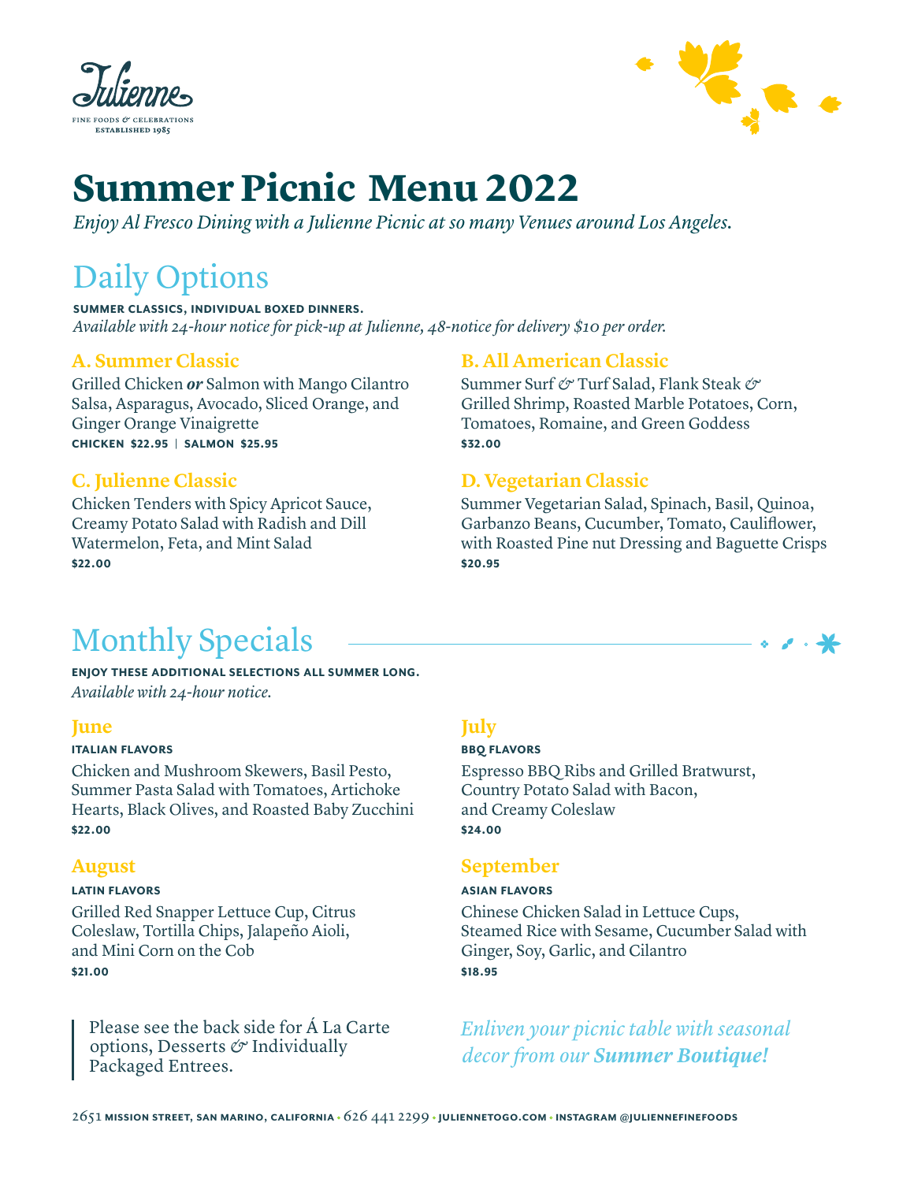Julienne

FINE FOODS & CELEBRATIONS
ESTABLISHED 1985

# Summer Picnic Menu 2022

*Enjoy Al Fresco Dining with a Julienne Picnic at so many Venues around Los Angeles.*

## Daily Options

**SUMMER CLASSICS, INDIVIDUAL BOXED DINNERS.**
*Available with 24-hour notice for pick-up at Julienne, 48-notice for delivery $10 per order.*

### A. Summer Classic

Grilled Chicken ***or*** Salmon with Mango Cilantro Salsa, Asparagus, Avocado, Sliced Orange, and Ginger Orange Vinaigrette
**CHICKEN $22.95 | SALMON $25.95**

### B. All American Classic

Summer Surf & Turf Salad, Flank Steak & Grilled Shrimp, Roasted Marble Potatoes, Corn, Tomatoes, Romaine, and Green Goddess
**$32.00**

### C. Julienne Classic

Chicken Tenders with Spicy Apricot Sauce, Creamy Potato Salad with Radish and Dill Watermelon, Feta, and Mint Salad
**$22.00**

### D. Vegetarian Classic

Summer Vegetarian Salad, Spinach, Basil, Quinoa, Garbanzo Beans, Cucumber, Tomato, Cauliflower, with Roasted Pine nut Dressing and Baguette Crisps
**$20.95**

## Monthly Specials

**ENJOY THESE ADDITIONAL SELECTIONS ALL SUMMER LONG.**
*Available with 24-hour notice.*

### June

**ITALIAN FLAVORS**

Chicken and Mushroom Skewers, Basil Pesto, Summer Pasta Salad with Tomatoes, Artichoke Hearts, Black Olives, and Roasted Baby Zucchini
**$22.00**

### July

**BBQ FLAVORS**

Espresso BBQ Ribs and Grilled Bratwurst, Country Potato Salad with Bacon, and Creamy Coleslaw
**$24.00**

### August

**LATIN FLAVORS**

Grilled Red Snapper Lettuce Cup, Citrus Coleslaw, Tortilla Chips, Jalapeño Aioli, and Mini Corn on the Cob
**$21.00**

### September

**ASIAN FLAVORS**

Chinese Chicken Salad in Lettuce Cups, Steamed Rice with Sesame, Cucumber Salad with Ginger, Soy, Garlic, and Cilantro
**$18.95**

Please see the back side for Á La Carte options, Desserts & Individually Packaged Entrees.

*Enliven your picnic table with seasonal decor from our **Summer Boutique!***

2651 MISSION STREET, SAN MARINO, CALIFORNIA • 626 441 2299 • JULIENNETOGO.COM • INSTAGRAM @JULIENNEFINEFOODS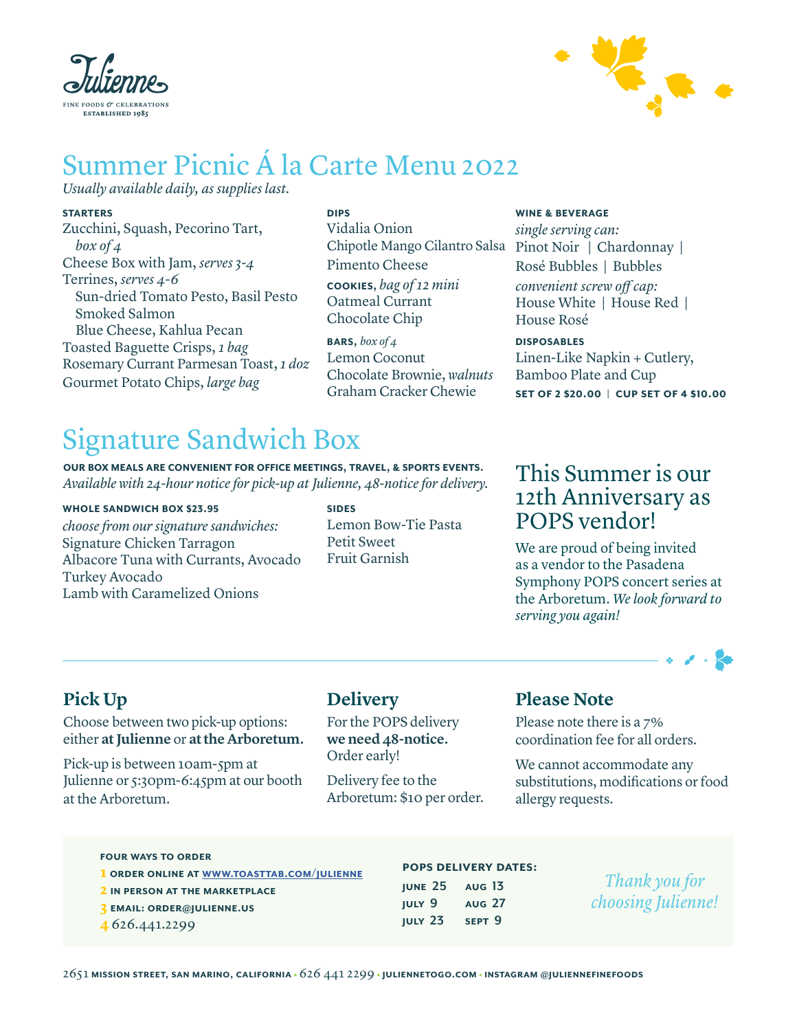Julienne

FINE FOODS & CELEBRATIONS
ESTABLISHED 1985

# Summer Picnic Á la Carte Menu 2022

*Usually available daily, as supplies last.*

**STARTERS**

Zucchini, Squash, Pecorino Tart, *box of 4*
Cheese Box with Jam, *serves 3-4*
Terrines, *serves 4-6*
Sun-dried Tomato Pesto, Basil Pesto
Smoked Salmon
Blue Cheese, Kahlua Pecan
Toasted Baguette Crisps, *1 bag*
Rosemary Currant Parmesan Toast, *1 doz*
Gourmet Potato Chips, *large bag*

**DIPS**

Vidalia Onion
Chipotle Mango Cilantro Salsa
Pimento Cheese

**COOKIES**, *bag of 12 mini*

Oatmeal Currant
Chocolate Chip

**BARS**, *box of 4*

Lemon Coconut
Chocolate Brownie, *walnuts*
Graham Cracker Chewie

**WINE & BEVERAGE**

*single serving can:*
Pinot Noir | Chardonnay | Rosé Bubbles | Bubbles
*convenient screw off cap:*
House White | House Red | House Rosé

**DISPOSABLES**

Linen-Like Napkin + Cutlery, Bamboo Plate and Cup
**SET OF 2 $20.00 | CUP SET OF 4 $10.00**

# Signature Sandwich Box

**OUR BOX MEALS ARE CONVENIENT FOR OFFICE MEETINGS, TRAVEL, & SPORTS EVENTS.**
*Available with 24-hour notice for pick-up at Julienne, 48-notice for delivery.*

**WHOLE SANDWICH BOX $23.95**

*choose from our signature sandwiches:*
Signature Chicken Tarragon
Albacore Tuna with Currants, Avocado
Turkey Avocado
Lamb with Caramelized Onions

**SIDES**

Lemon Bow-Tie Pasta
Petit Sweet
Fruit Garnish

## This Summer is our 12th Anniversary as POPS vendor!

We are proud of being invited as a vendor to the Pasadena Symphony POPS concert series at the Arboretum. *We look forward to serving you again!*

## Pick Up

Choose between two pick-up options: either **at Julienne** or **at the Arboretum.**

Pick-up is between 10am-5pm at Julienne or 5:30pm-6:45pm at our booth at the Arboretum.

## Delivery

For the POPS delivery **we need 48-notice.** Order early!

Delivery fee to the Arboretum: $10 per order.

## Please Note

Please note there is a 7% coordination fee for all orders.

We cannot accommodate any substitutions, modifications or food allergy requests.

**FOUR WAYS TO ORDER**

1. **ORDER ONLINE AT WWW.TOASTTAB.COM/JULIENNE**
2. **IN PERSON AT THE MARKETPLACE**
3. **EMAIL: ORDER@JULIENNE.US**
4. 626.441.2299

**POPS DELIVERY DATES:**

JUNE 25, JULY 9, JULY 23, AUG 13, AUG 27, SEPT 9

*Thank you for choosing Julienne!*

2651 MISSION STREET, SAN MARINO, CALIFORNIA • 626 441 2299 • JULIENNETOGO.COM • INSTAGRAM @JULIENNEFINEFOODS